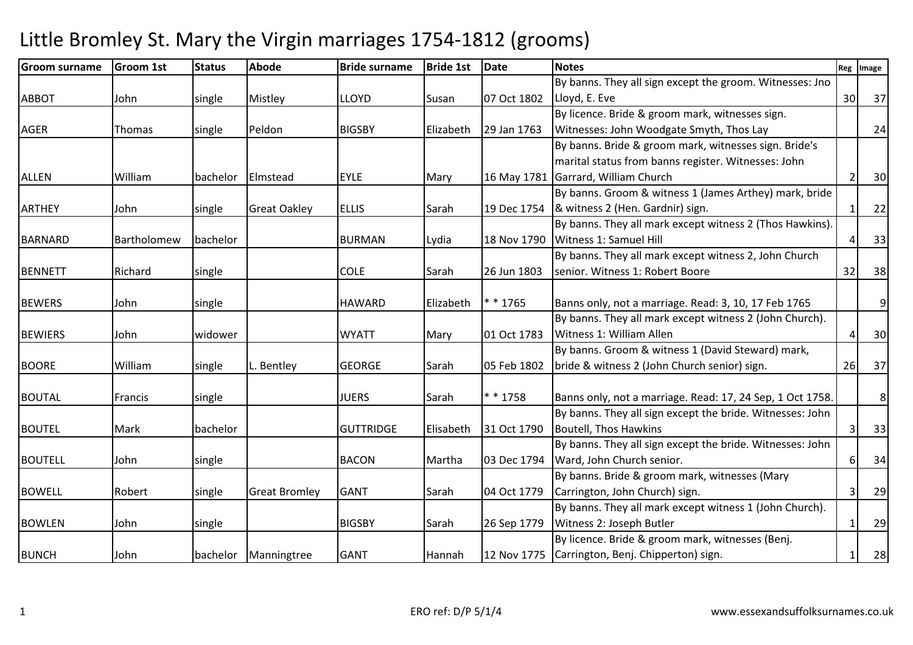# Little Bromley St. Mary the Virgin marriages 1754-1812 (grooms)

| Groom surname | Groom 1st | Status | Abode | Bride surname | Bride 1st | Date | Notes | Reg | Image |
|---|---|---|---|---|---|---|---|---|---|
| ABBOT | John | single | Mistley | LLOYD | Susan | 07 Oct 1802 | By banns. They all sign except the groom. Witnesses: Jno Lloyd, E. Eve | 30 | 37 |
| AGER | Thomas | single | Peldon | BIGSBY | Elizabeth | 29 Jan 1763 | By licence. Bride & groom mark, witnesses sign. Witnesses: John Woodgate Smyth, Thos Lay | | 24 |
| ALLEN | William | bachelor | Elmstead | EYLE | Mary | 16 May 1781 | By banns. Bride & groom mark, witnesses sign. Bride's marital status from banns register. Witnesses: John Garrard, William Church | 2 | 30 |
| ARTHEY | John | single | Great Oakley | ELLIS | Sarah | 19 Dec 1754 | By banns. Groom & witness 1 (James Arthey) mark, bride & witness 2 (Hen. Gardnir) sign. | 1 | 22 |
| BARNARD | Bartholomew | bachelor | | BURMAN | Lydia | 18 Nov 1790 | By banns. They all mark except witness 2 (Thos Hawkins). Witness 1: Samuel Hill | 4 | 33 |
| BENNETT | Richard | single | | COLE | Sarah | 26 Jun 1803 | By banns. They all mark except witness 2, John Church senior. Witness 1: Robert Boore | 32 | 38 |
| BEWERS | John | single | | HAWARD | Elizabeth | * * 1765 | Banns only, not a marriage. Read: 3, 10, 17 Feb 1765 | | 9 |
| BEWIERS | John | widower | | WYATT | Mary | 01 Oct 1783 | By banns. They all mark except witness 2 (John Church). Witness 1: William Allen | 4 | 30 |
| BOORE | William | single | L. Bentley | GEORGE | Sarah | 05 Feb 1802 | By banns. Groom & witness 1 (David Steward) mark, bride & witness 2 (John Church senior) sign. | 26 | 37 |
| BOUTAL | Francis | single | | JUERS | Sarah | * * 1758 | Banns only, not a marriage. Read: 17, 24 Sep, 1 Oct 1758. | | 8 |
| BOUTEL | Mark | bachelor | | GUTTRIDGE | Elisabeth | 31 Oct 1790 | By banns. They all sign except the bride. Witnesses: John Boutell, Thos Hawkins | 3 | 33 |
| BOUTELL | John | single | | BACON | Martha | 03 Dec 1794 | By banns. They all sign except the bride. Witnesses: John Ward, John Church senior. | 6 | 34 |
| BOWELL | Robert | single | Great Bromley | GANT | Sarah | 04 Oct 1779 | By banns. Bride & groom mark, witnesses (Mary Carrington, John Church) sign. | 3 | 29 |
| BOWLEN | John | single | | BIGSBY | Sarah | 26 Sep 1779 | By banns. They all mark except witness 1 (John Church). Witness 2: Joseph Butler | 1 | 29 |
| BUNCH | John | bachelor | Manningtree | GANT | Hannah | 12 Nov 1775 | By licence. Bride & groom mark, witnesses (Benj. Carrington, Benj. Chipperton) sign. | 1 | 28 |

ERO ref: D/P 5/1/4

www.essexandsuffolksurnames.co.uk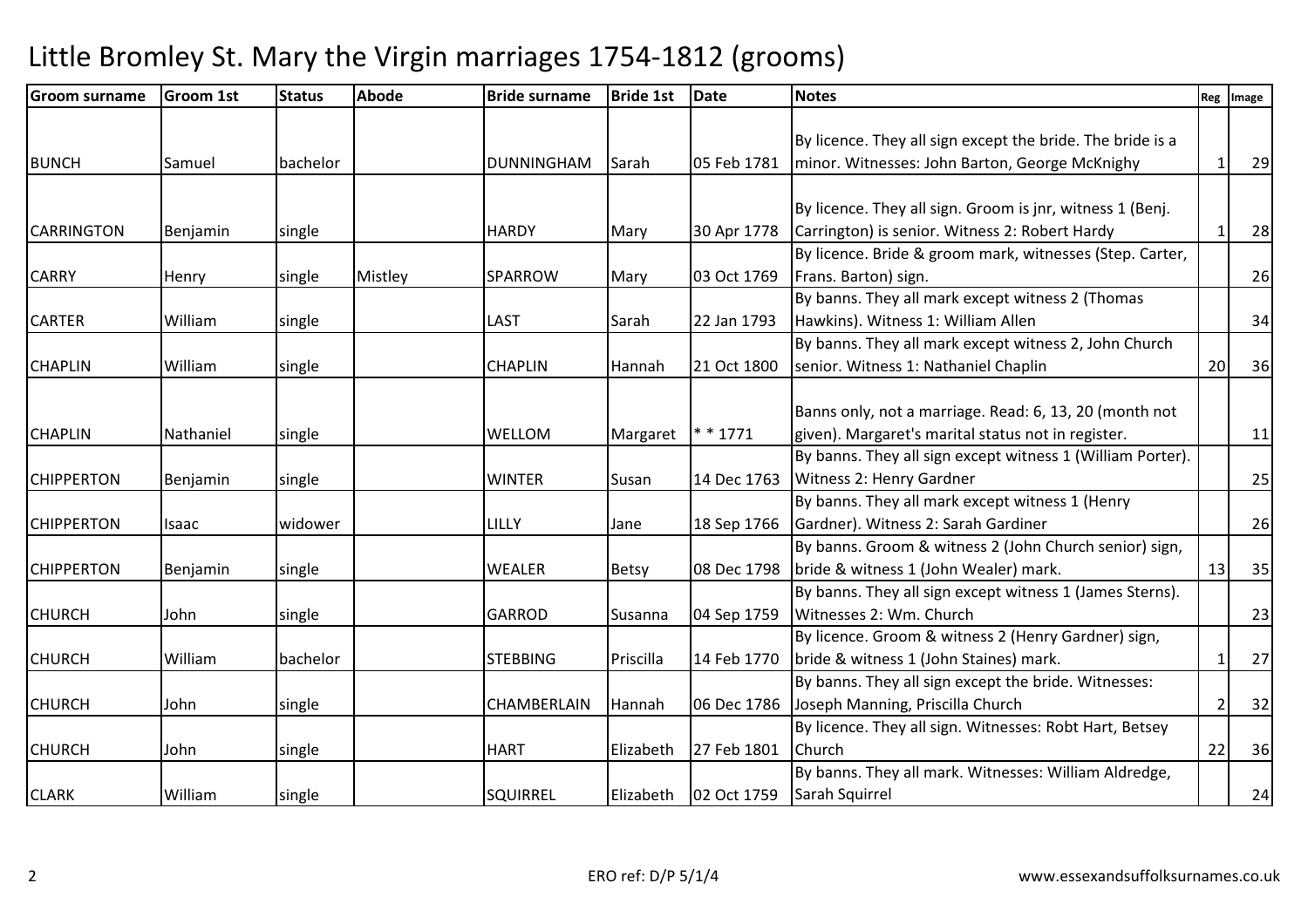# Little Bromley St. Mary the Virgin marriages 1754-1812 (grooms)

| Groom surname | Groom 1st | Status | Abode | Bride surname | Bride 1st | Date | Notes | Reg | Image |
|---|---|---|---|---|---|---|---|---|---|
| BUNCH | Samuel | bachelor | | DUNNINGHAM | Sarah | 05 Feb 1781 | By licence. They all sign except the bride. The bride is a minor. Witnesses: John Barton, George McKnighy | 1 | 29 |
| CARRINGTON | Benjamin | single | | HARDY | Mary | 30 Apr 1778 | By licence. They all sign. Groom is jnr, witness 1 (Benj. Carrington) is senior. Witness 2: Robert Hardy | 1 | 28 |
| CARRY | Henry | single | Mistley | SPARROW | Mary | 03 Oct 1769 | By licence. Bride & groom mark, witnesses (Step. Carter, Frans. Barton) sign. | | 26 |
| CARTER | William | single | | LAST | Sarah | 22 Jan 1793 | By banns. They all mark except witness 2 (Thomas Hawkins). Witness 1: William Allen | | 34 |
| CHAPLIN | William | single | | CHAPLIN | Hannah | 21 Oct 1800 | By banns. They all mark except witness 2, John Church senior. Witness 1: Nathaniel Chaplin | 20 | 36 |
| CHAPLIN | Nathaniel | single | | WELLOM | Margaret | * * 1771 | Banns only, not a marriage. Read: 6, 13, 20 (month not given). Margaret's marital status not in register. | | 11 |
| CHIPPERTON | Benjamin | single | | WINTER | Susan | 14 Dec 1763 | By banns. They all sign except witness 1 (William Porter). Witness 2: Henry Gardner | | 25 |
| CHIPPERTON | Isaac | widower | | LILLY | Jane | 18 Sep 1766 | By banns. They all mark except witness 1 (Henry Gardner). Witness 2: Sarah Gardiner | | 26 |
| CHIPPERTON | Benjamin | single | | WEALER | Betsy | 08 Dec 1798 | By banns. Groom & witness 2 (John Church senior) sign, bride & witness 1 (John Wealer) mark. | 13 | 35 |
| CHURCH | John | single | | GARROD | Susanna | 04 Sep 1759 | By banns. They all sign except witness 1 (James Sterns). Witnesses 2: Wm. Church | | 23 |
| CHURCH | William | bachelor | | STEBBING | Priscilla | 14 Feb 1770 | By licence. Groom & witness 2 (Henry Gardner) sign, bride & witness 1 (John Staines) mark. | 1 | 27 |
| CHURCH | John | single | | CHAMBERLAIN | Hannah | 06 Dec 1786 | By banns. They all sign except the bride. Witnesses: Joseph Manning, Priscilla Church | 2 | 32 |
| CHURCH | John | single | | HART | Elizabeth | 27 Feb 1801 | By licence. They all sign. Witnesses: Robt Hart, Betsey Church | 22 | 36 |
| CLARK | William | single | | SQUIRREL | Elizabeth | 02 Oct 1759 | By banns. They all mark. Witnesses: William Aldredge, Sarah Squirrel | | 24 |

ERO ref: D/P 5/1/4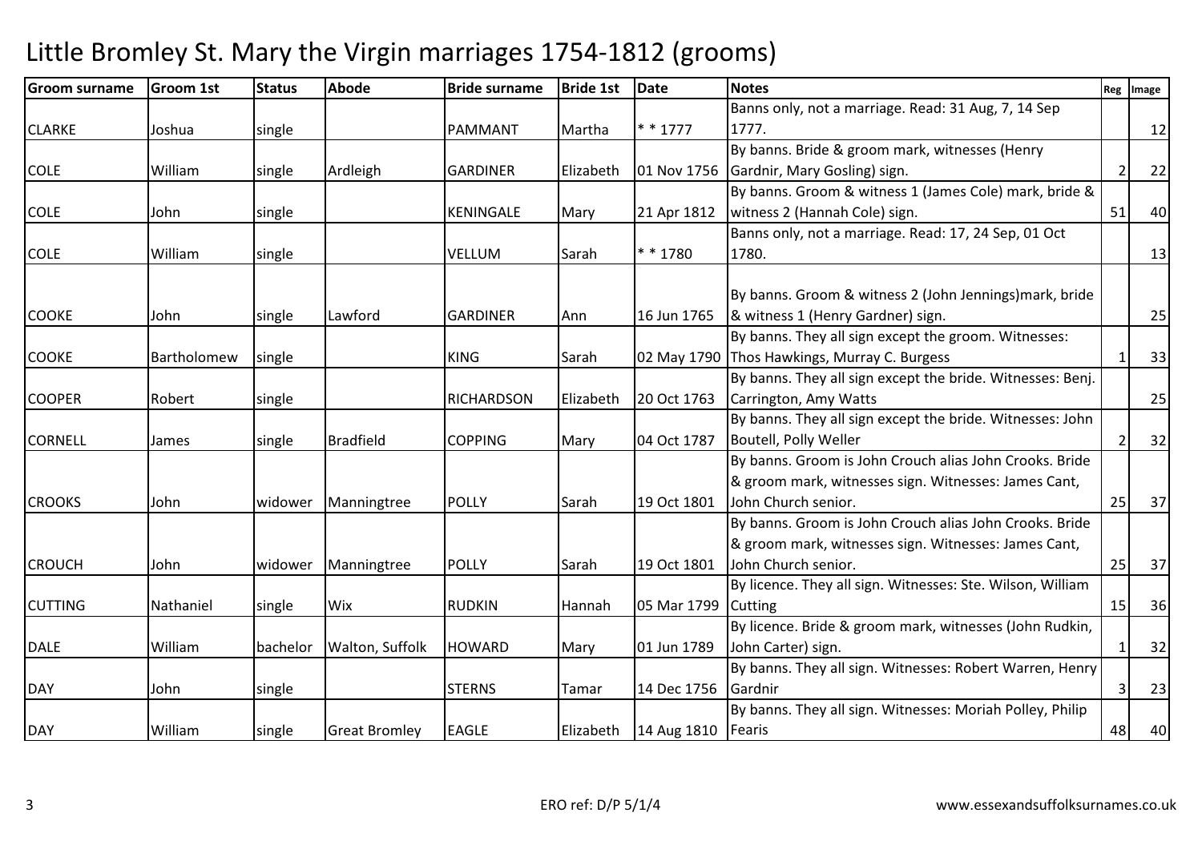# Little Bromley St. Mary the Virgin marriages 1754-1812 (grooms)

| Groom surname | Groom 1st | Status | Abode | Bride surname | Bride 1st | Date | Notes | Reg | Image |
|---|---|---|---|---|---|---|---|---|---|
| CLARKE | Joshua | single | | PAMMANT | Martha | * * 1777 | Banns only, not a marriage. Read: 31 Aug, 7, 14 Sep 1777. | | 12 |
| COLE | William | single | Ardleigh | GARDINER | Elizabeth | 01 Nov 1756 | By banns. Bride & groom mark, witnesses (Henry Gardnir, Mary Gosling) sign. | 2 | 22 |
| COLE | John | single | | KENINGALE | Mary | 21 Apr 1812 | By banns. Groom & witness 1 (James Cole) mark, bride & witness 2 (Hannah Cole) sign. | 51 | 40 |
| COLE | William | single | | VELLUM | Sarah | * * 1780 | Banns only, not a marriage. Read: 17, 24 Sep, 01 Oct 1780. | | 13 |
| COOKE | John | single | Lawford | GARDINER | Ann | 16 Jun 1765 | By banns. Groom & witness 2 (John Jennings)mark, bride & witness 1 (Henry Gardner) sign. | | 25 |
| COOKE | Bartholomew | single | | KING | Sarah | 02 May 1790 | By banns. They all sign except the groom. Witnesses: Thos Hawkings, Murray C. Burgess | 1 | 33 |
| COOPER | Robert | single | | RICHARDSON | Elizabeth | 20 Oct 1763 | By banns. They all sign except the bride. Witnesses: Benj. Carrington, Amy Watts | | 25 |
| CORNELL | James | single | Bradfield | COPPING | Mary | 04 Oct 1787 | By banns. They all sign except the bride. Witnesses: John Boutell, Polly Weller | 2 | 32 |
| CROOKS | John | widower | Manningtree | POLLY | Sarah | 19 Oct 1801 | By banns. Groom is John Crouch alias John Crooks. Bride & groom mark, witnesses sign. Witnesses: James Cant, John Church senior. | 25 | 37 |
| CROUCH | John | widower | Manningtree | POLLY | Sarah | 19 Oct 1801 | By banns. Groom is John Crouch alias John Crooks. Bride & groom mark, witnesses sign. Witnesses: James Cant, John Church senior. | 25 | 37 |
| CUTTING | Nathaniel | single | Wix | RUDKIN | Hannah | 05 Mar 1799 | By licence. They all sign. Witnesses: Ste. Wilson, William Cutting | 15 | 36 |
| DALE | William | bachelor | Walton, Suffolk | HOWARD | Mary | 01 Jun 1789 | By licence. Bride & groom mark, witnesses (John Rudkin, John Carter) sign. | 1 | 32 |
| DAY | John | single | | STERNS | Tamar | 14 Dec 1756 | By banns. They all sign. Witnesses: Robert Warren, Henry Gardnir | 3 | 23 |
| DAY | William | single | Great Bromley | EAGLE | Elizabeth | 14 Aug 1810 | By banns. They all sign. Witnesses: Moriah Polley, Philip Fearis | 48 | 40 |

ERO ref: D/P 5/1/4

www.essexandsuffolksurnames.co.uk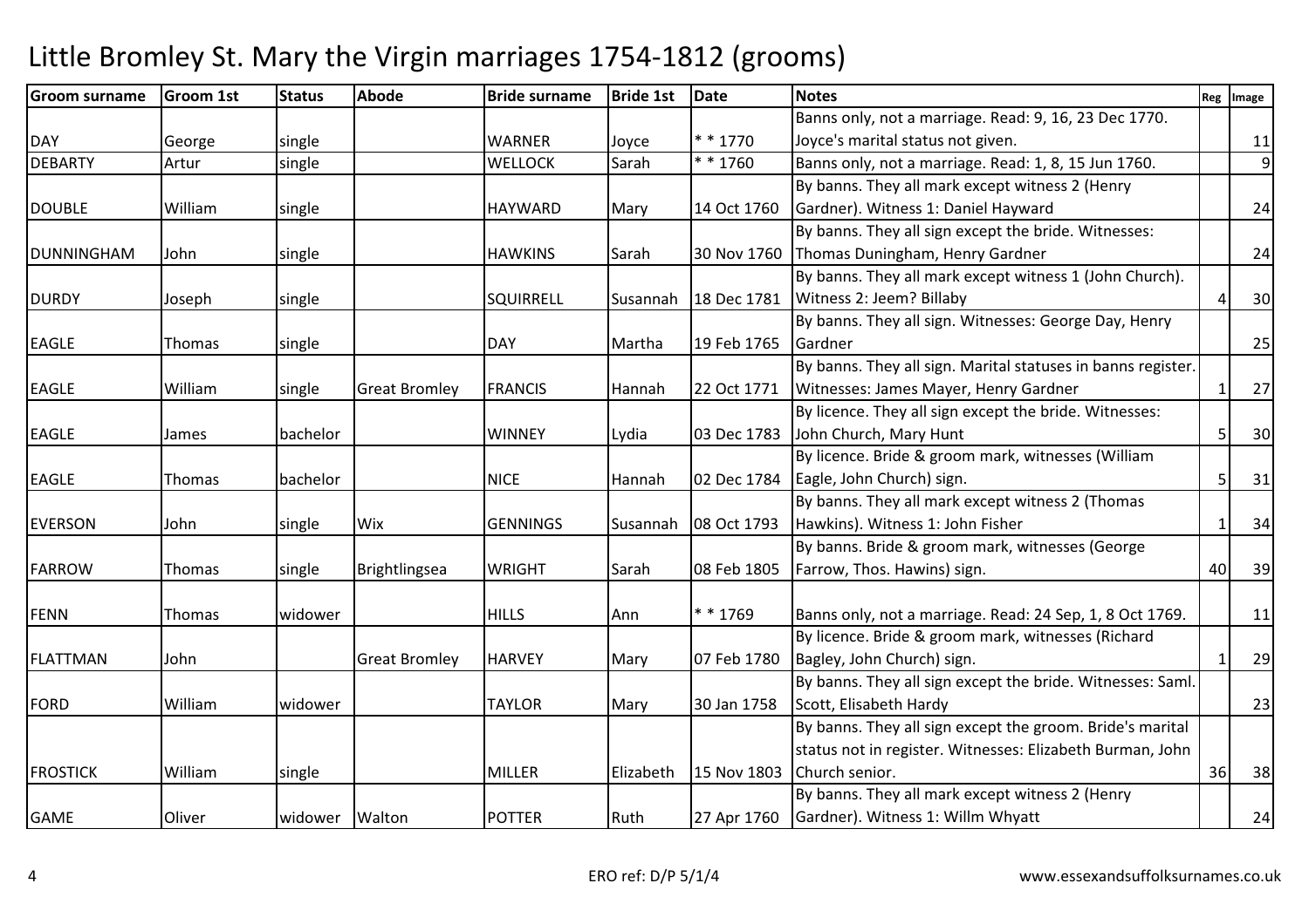# Little Bromley St. Mary the Virgin marriages 1754-1812 (grooms)

| Groom surname | Groom 1st | Status | Abode | Bride surname | Bride 1st | Date | Notes | Reg | Image |
|---|---|---|---|---|---|---|---|---|---|
| DAY | George | single | | WARNER | Joyce | * * 1770 | Banns only, not a marriage. Read: 9, 16, 23 Dec 1770. Joyce's marital status not given. | | 11 |
| DEBARTY | Artur | single | | WELLOCK | Sarah | * * 1760 | Banns only, not a marriage. Read: 1, 8, 15 Jun 1760. | | 9 |
| DOUBLE | William | single | | HAYWARD | Mary | 14 Oct 1760 | By banns. They all mark except witness 2 (Henry Gardner). Witness 1: Daniel Hayward | | 24 |
| DUNNINGHAM | John | single | | HAWKINS | Sarah | 30 Nov 1760 | By banns. They all sign except the bride. Witnesses: Thomas Duningham, Henry Gardner | | 24 |
| DURDY | Joseph | single | | SQUIRRELL | Susannah | 18 Dec 1781 | By banns. They all mark except witness 1 (John Church). Witness 2: Jeem? Billaby | 4 | 30 |
| EAGLE | Thomas | single | | DAY | Martha | 19 Feb 1765 | By banns. They all sign. Witnesses: George Day, Henry Gardner | | 25 |
| EAGLE | William | single | Great Bromley | FRANCIS | Hannah | 22 Oct 1771 | By banns. They all sign. Marital statuses in banns register. Witnesses: James Mayer, Henry Gardner | 1 | 27 |
| EAGLE | James | bachelor | | WINNEY | Lydia | 03 Dec 1783 | By licence. They all sign except the bride. Witnesses: John Church, Mary Hunt | 5 | 30 |
| EAGLE | Thomas | bachelor | | NICE | Hannah | 02 Dec 1784 | By licence. Bride & groom mark, witnesses (William Eagle, John Church) sign. | 5 | 31 |
| EVERSON | John | single | Wix | GENNINGS | Susannah | 08 Oct 1793 | By banns. They all mark except witness 2 (Thomas Hawkins). Witness 1: John Fisher | 1 | 34 |
| FARROW | Thomas | single | Brightlingsea | WRIGHT | Sarah | 08 Feb 1805 | By banns. Bride & groom mark, witnesses (George Farrow, Thos. Hawins) sign. | 40 | 39 |
| FENN | Thomas | widower | | HILLS | Ann | * * 1769 | Banns only, not a marriage. Read: 24 Sep, 1, 8 Oct 1769. | | 11 |
| FLATTMAN | John | | Great Bromley | HARVEY | Mary | 07 Feb 1780 | By licence. Bride & groom mark, witnesses (Richard Bagley, John Church) sign. | 1 | 29 |
| FORD | William | widower | | TAYLOR | Mary | 30 Jan 1758 | By banns. They all sign except the bride. Witnesses: Saml. Scott, Elisabeth Hardy | | 23 |
| FROSTICK | William | single | | MILLER | Elizabeth | 15 Nov 1803 | By banns. They all sign except the groom. Bride's marital status not in register. Witnesses: Elizabeth Burman, John Church senior. | 36 | 38 |
| GAME | Oliver | widower | Walton | POTTER | Ruth | 27 Apr 1760 | By banns. They all mark except witness 2 (Henry Gardner). Witness 1: Willm Whyatt | | 24 |

ERO ref: D/P 5/1/4

www.essexandsuffolksurnames.co.uk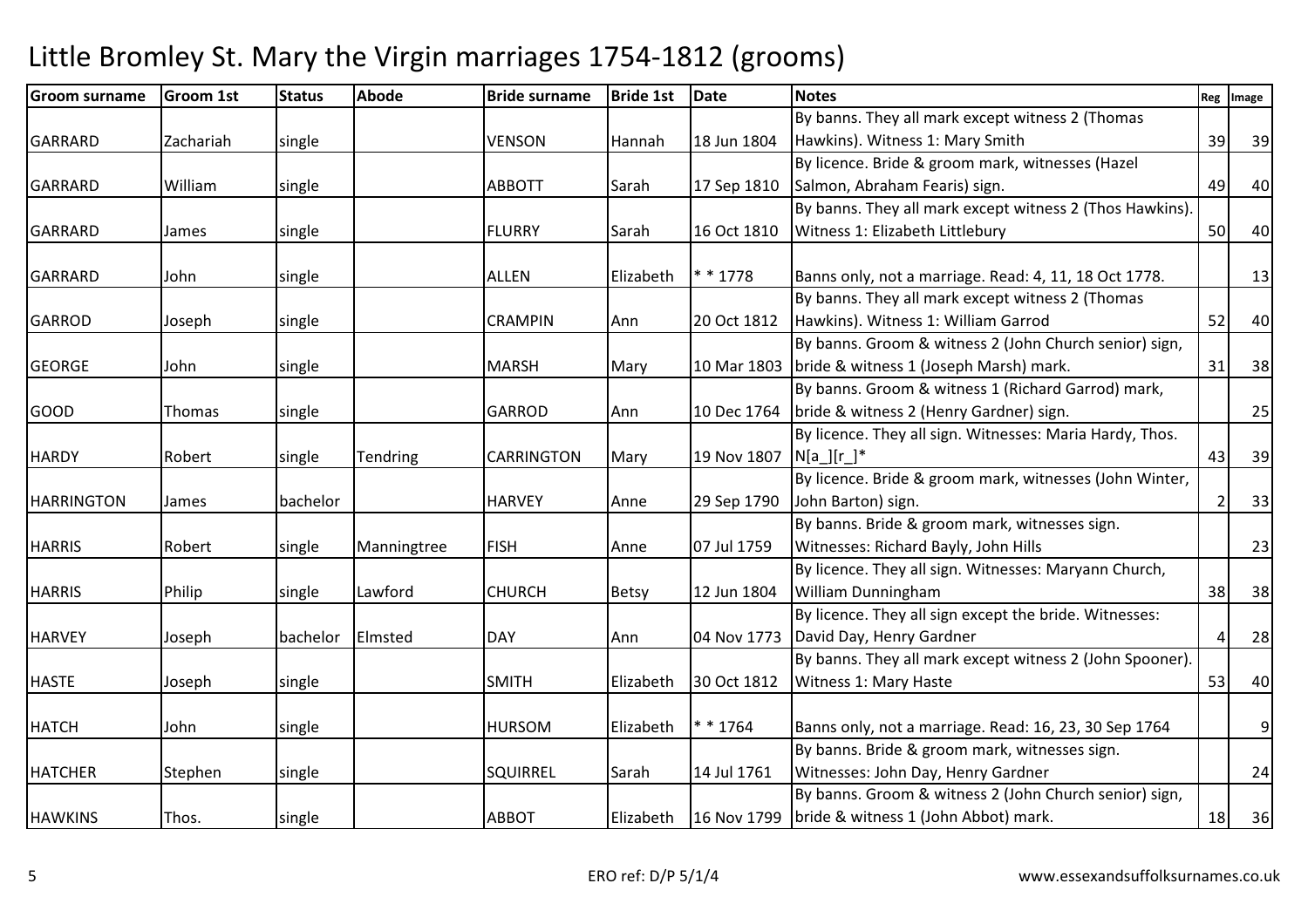# Little Bromley St. Mary the Virgin marriages 1754-1812 (grooms)

| Groom surname | Groom 1st | Status | Abode | Bride surname | Bride 1st | Date | Notes | Reg | Image |
|---|---|---|---|---|---|---|---|---|---|
| GARRARD | Zachariah | single | | VENSON | Hannah | 18 Jun 1804 | By banns. They all mark except witness 2 (Thomas Hawkins). Witness 1: Mary Smith | 39 | 39 |
| GARRARD | William | single | | ABBOTT | Sarah | 17 Sep 1810 | By licence. Bride & groom mark, witnesses (Hazel Salmon, Abraham Fearis) sign. | 49 | 40 |
| GARRARD | James | single | | FLURRY | Sarah | 16 Oct 1810 | By banns. They all mark except witness 2 (Thos Hawkins). Witness 1: Elizabeth Littlebury | 50 | 40 |
| GARRARD | John | single | | ALLEN | Elizabeth | * * 1778 | Banns only, not a marriage. Read: 4, 11, 18 Oct 1778. | | 13 |
| GARROD | Joseph | single | | CRAMPIN | Ann | 20 Oct 1812 | By banns. They all mark except witness 2 (Thomas Hawkins). Witness 1: William Garrod | 52 | 40 |
| GEORGE | John | single | | MARSH | Mary | 10 Mar 1803 | By banns. Groom & witness 2 (John Church senior) sign, bride & witness 1 (Joseph Marsh) mark. | 31 | 38 |
| GOOD | Thomas | single | | GARROD | Ann | 10 Dec 1764 | By banns. Groom & witness 1 (Richard Garrod) mark, bride & witness 2 (Henry Gardner) sign. | | 25 |
| HARDY | Robert | single | Tendring | CARRINGTON | Mary | 19 Nov 1807 | By licence. They all sign. Witnesses: Maria Hardy, Thos. N[a_][r_]* | 43 | 39 |
| HARRINGTON | James | bachelor | | HARVEY | Anne | 29 Sep 1790 | By licence. Bride & groom mark, witnesses (John Winter, John Barton) sign. | 2 | 33 |
| HARRIS | Robert | single | Manningtree | FISH | Anne | 07 Jul 1759 | By banns. Bride & groom mark, witnesses sign. Witnesses: Richard Bayly, John Hills | | 23 |
| HARRIS | Philip | single | Lawford | CHURCH | Betsy | 12 Jun 1804 | By licence. They all sign. Witnesses: Maryann Church, William Dunningham | 38 | 38 |
| HARVEY | Joseph | bachelor | Elmsted | DAY | Ann | 04 Nov 1773 | By licence. They all sign except the bride. Witnesses: David Day, Henry Gardner | 4 | 28 |
| HASTE | Joseph | single | | SMITH | Elizabeth | 30 Oct 1812 | By banns. They all mark except witness 2 (John Spooner). Witness 1: Mary Haste | 53 | 40 |
| HATCH | John | single | | HURSOM | Elizabeth | * * 1764 | Banns only, not a marriage. Read: 16, 23, 30 Sep 1764 | | 9 |
| HATCHER | Stephen | single | | SQUIRREL | Sarah | 14 Jul 1761 | By banns. Bride & groom mark, witnesses sign. Witnesses: John Day, Henry Gardner | | 24 |
| HAWKINS | Thos. | single | | ABBOT | Elizabeth | 16 Nov 1799 | By banns. Groom & witness 2 (John Church senior) sign, bride & witness 1 (John Abbot) mark. | 18 | 36 |

ERO ref: D/P 5/1/4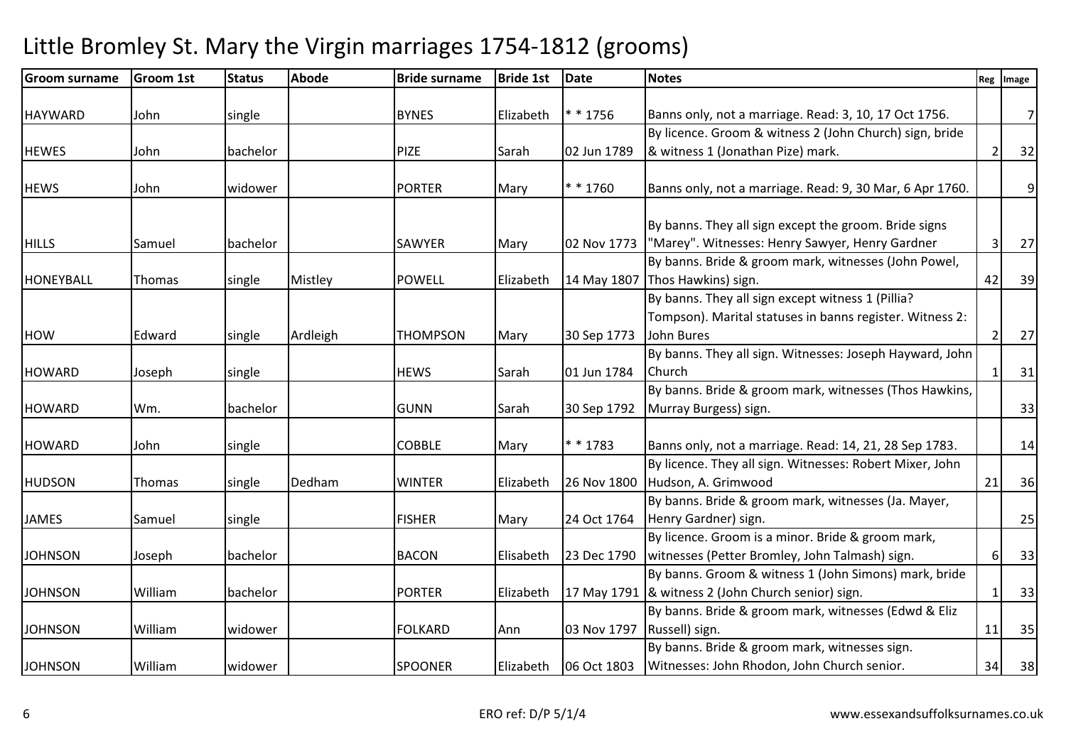# Little Bromley St. Mary the Virgin marriages 1754-1812 (grooms)

| Groom surname | Groom 1st | Status | Abode | Bride surname | Bride 1st | Date | Notes | Reg | Image |
|---|---|---|---|---|---|---|---|---|---|
| HAYWARD | John | single | | BYNES | Elizabeth | * * 1756 | Banns only, not a marriage. Read: 3, 10, 17 Oct 1756. | | 7 |
| HEWES | John | bachelor | | PIZE | Sarah | 02 Jun 1789 | By licence. Groom & witness 2 (John Church) sign, bride & witness 1 (Jonathan Pize) mark. | 2 | 32 |
| HEWS | John | widower | | PORTER | Mary | * * 1760 | Banns only, not a marriage. Read: 9, 30 Mar, 6 Apr 1760. | | 9 |
| HILLS | Samuel | bachelor | | SAWYER | Mary | 02 Nov 1773 | By banns. They all sign except the groom. Bride signs "Marey". Witnesses: Henry Sawyer, Henry Gardner | 3 | 27 |
| HONEYBALL | Thomas | single | Mistley | POWELL | Elizabeth | 14 May 1807 | By banns. Bride & groom mark, witnesses (John Powel, Thos Hawkins) sign. | 42 | 39 |
| HOW | Edward | single | Ardleigh | THOMPSON | Mary | 30 Sep 1773 | By banns. They all sign except witness 1 (Pillia? Tompson). Marital statuses in banns register. Witness 2: John Bures | 2 | 27 |
| HOWARD | Joseph | single | | HEWS | Sarah | 01 Jun 1784 | By banns. They all sign. Witnesses: Joseph Hayward, John Church | 1 | 31 |
| HOWARD | Wm. | bachelor | | GUNN | Sarah | 30 Sep 1792 | By banns. Bride & groom mark, witnesses (Thos Hawkins, Murray Burgess) sign. | | 33 |
| HOWARD | John | single | | COBBLE | Mary | * * 1783 | Banns only, not a marriage. Read: 14, 21, 28 Sep 1783. | | 14 |
| HUDSON | Thomas | single | Dedham | WINTER | Elizabeth | 26 Nov 1800 | By licence. They all sign. Witnesses: Robert Mixer, John Hudson, A. Grimwood | 21 | 36 |
| JAMES | Samuel | single | | FISHER | Mary | 24 Oct 1764 | By banns. Bride & groom mark, witnesses (Ja. Mayer, Henry Gardner) sign. | | 25 |
| JOHNSON | Joseph | bachelor | | BACON | Elisabeth | 23 Dec 1790 | By licence. Groom is a minor. Bride & groom mark, witnesses (Petter Bromley, John Talmash) sign. | 6 | 33 |
| JOHNSON | William | bachelor | | PORTER | Elizabeth | 17 May 1791 | By banns. Groom & witness 1 (John Simons) mark, bride & witness 2 (John Church senior) sign. | 1 | 33 |
| JOHNSON | William | widower | | FOLKARD | Ann | 03 Nov 1797 | By banns. Bride & groom mark, witnesses (Edwd & Eliz Russell) sign. | 11 | 35 |
| JOHNSON | William | widower | | SPOONER | Elizabeth | 06 Oct 1803 | By banns. Bride & groom mark, witnesses sign. Witnesses: John Rhodon, John Church senior. | 34 | 38 |

ERO ref: D/P 5/1/4

www.essexandsuffolksurnames.co.uk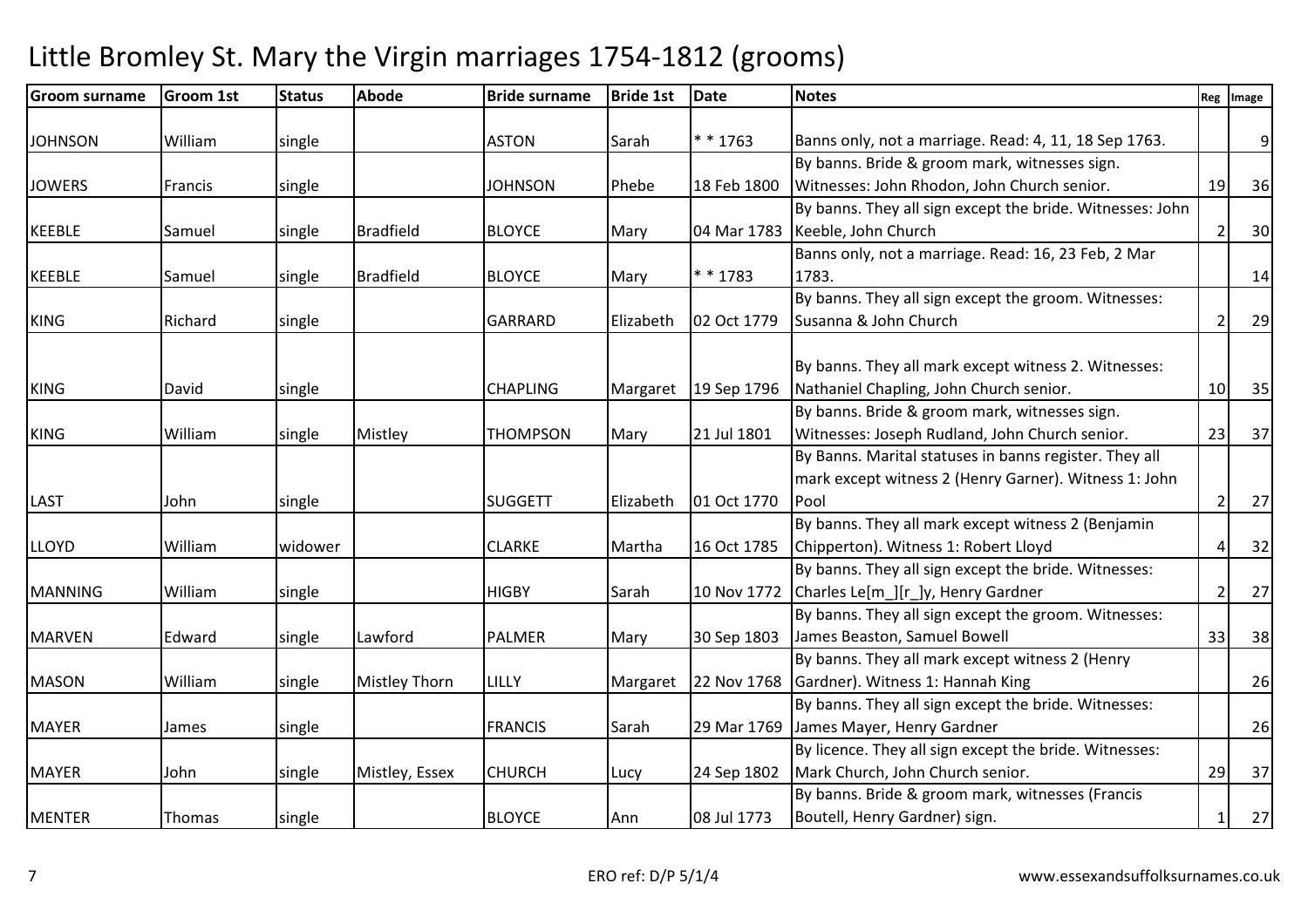# Little Bromley St. Mary the Virgin marriages 1754-1812 (grooms)

| Groom surname | Groom 1st | Status | Abode | Bride surname | Bride 1st | Date | Notes | Reg | Image |
|---|---|---|---|---|---|---|---|---|---|
| JOHNSON | William | single | | ASTON | Sarah | * * 1763 | Banns only, not a marriage. Read: 4, 11, 18 Sep 1763. | | 9 |
| JOWERS | Francis | single | | JOHNSON | Phebe | 18 Feb 1800 | By banns. Bride & groom mark, witnesses sign. Witnesses: John Rhodon, John Church senior. | 19 | 36 |
| KEEBLE | Samuel | single | Bradfield | BLOYCE | Mary | 04 Mar 1783 | By banns. They all sign except the bride. Witnesses: John Keeble, John Church | 2 | 30 |
| KEEBLE | Samuel | single | Bradfield | BLOYCE | Mary | * * 1783 | Banns only, not a marriage. Read: 16, 23 Feb, 2 Mar 1783. | | 14 |
| KING | Richard | single | | GARRARD | Elizabeth | 02 Oct 1779 | By banns. They all sign except the groom. Witnesses: Susanna & John Church | 2 | 29 |
| KING | David | single | | CHAPLING | Margaret | 19 Sep 1796 | By banns. They all mark except witness 2. Witnesses: Nathaniel Chapling, John Church senior. | 10 | 35 |
| KING | William | single | Mistley | THOMPSON | Mary | 21 Jul 1801 | By banns. Bride & groom mark, witnesses sign. Witnesses: Joseph Rudland, John Church senior. | 23 | 37 |
| LAST | John | single | | SUGGETT | Elizabeth | 01 Oct 1770 | By Banns. Marital statuses in banns register. They all mark except witness 2 (Henry Garner). Witness 1: John Pool | 2 | 27 |
| LLOYD | William | widower | | CLARKE | Martha | 16 Oct 1785 | By banns. They all mark except witness 2 (Benjamin Chipperton). Witness 1: Robert Lloyd | 4 | 32 |
| MANNING | William | single | | HIGBY | Sarah | 10 Nov 1772 | By banns. They all sign except the bride. Witnesses: Charles Le[m_][r_]y, Henry Gardner | 2 | 27 |
| MARVEN | Edward | single | Lawford | PALMER | Mary | 30 Sep 1803 | By banns. They all sign except the groom. Witnesses: James Beaston, Samuel Bowell | 33 | 38 |
| MASON | William | single | Mistley Thorn | LILLY | Margaret | 22 Nov 1768 | By banns. They all mark except witness 2 (Henry Gardner). Witness 1: Hannah King | | 26 |
| MAYER | James | single | | FRANCIS | Sarah | 29 Mar 1769 | By banns. They all sign except the bride. Witnesses: James Mayer, Henry Gardner | | 26 |
| MAYER | John | single | Mistley, Essex | CHURCH | Lucy | 24 Sep 1802 | By licence. They all sign except the bride. Witnesses: Mark Church, John Church senior. | 29 | 37 |
| MENTER | Thomas | single | | BLOYCE | Ann | 08 Jul 1773 | By banns. Bride & groom mark, witnesses (Francis Boutell, Henry Gardner) sign. | 1 | 27 |

ERO ref: D/P 5/1/4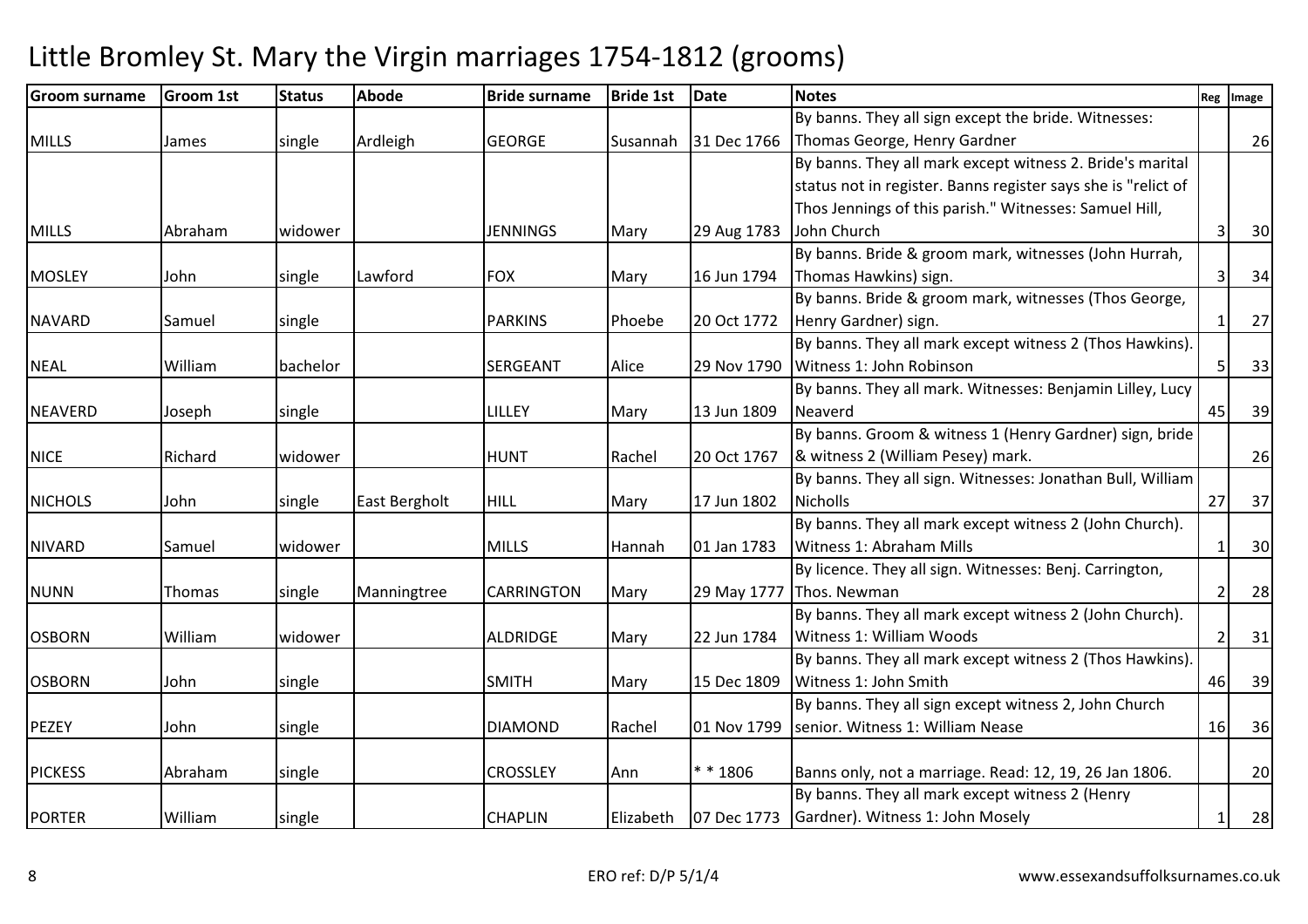# Little Bromley St. Mary the Virgin marriages 1754-1812 (grooms)

| Groom surname | Groom 1st | Status | Abode | Bride surname | Bride 1st | Date | Notes | Reg | Image |
|---|---|---|---|---|---|---|---|---|---|
| MILLS | James | single | Ardleigh | GEORGE | Susannah | 31 Dec 1766 | By banns. They all sign except the bride. Witnesses: Thomas George, Henry Gardner | | 26 |
| MILLS | Abraham | widower | | JENNINGS | Mary | 29 Aug 1783 | By banns. They all mark except witness 2. Bride's marital status not in register. Banns register says she is "relict of Thos Jennings of this parish." Witnesses: Samuel Hill, John Church | 3 | 30 |
| MOSLEY | John | single | Lawford | FOX | Mary | 16 Jun 1794 | By banns. Bride & groom mark, witnesses (John Hurrah, Thomas Hawkins) sign. | 3 | 34 |
| NAVARD | Samuel | single | | PARKINS | Phoebe | 20 Oct 1772 | By banns. Bride & groom mark, witnesses (Thos George, Henry Gardner) sign. | 1 | 27 |
| NEAL | William | bachelor | | SERGEANT | Alice | 29 Nov 1790 | By banns. They all mark except witness 2 (Thos Hawkins). Witness 1: John Robinson | 5 | 33 |
| NEAVERD | Joseph | single | | LILLEY | Mary | 13 Jun 1809 | By banns. They all mark. Witnesses: Benjamin Lilley, Lucy Neaverd | 45 | 39 |
| NICE | Richard | widower | | HUNT | Rachel | 20 Oct 1767 | By banns. Groom & witness 1 (Henry Gardner) sign, bride & witness 2 (William Pesey) mark. | | 26 |
| NICHOLS | John | single | East Bergholt | HILL | Mary | 17 Jun 1802 | By banns. They all sign. Witnesses: Jonathan Bull, William Nicholls | 27 | 37 |
| NIVARD | Samuel | widower | | MILLS | Hannah | 01 Jan 1783 | By banns. They all mark except witness 2 (John Church). Witness 1: Abraham Mills | 1 | 30 |
| NUNN | Thomas | single | Manningtree | CARRINGTON | Mary | 29 May 1777 | By licence. They all sign. Witnesses: Benj. Carrington, Thos. Newman | 2 | 28 |
| OSBORN | William | widower | | ALDRIDGE | Mary | 22 Jun 1784 | By banns. They all mark except witness 2 (John Church). Witness 1: William Woods | 2 | 31 |
| OSBORN | John | single | | SMITH | Mary | 15 Dec 1809 | By banns. They all mark except witness 2 (Thos Hawkins). Witness 1: John Smith | 46 | 39 |
| PEZEY | John | single | | DIAMOND | Rachel | 01 Nov 1799 | By banns. They all sign except witness 2, John Church senior. Witness 1: William Nease | 16 | 36 |
| PICKESS | Abraham | single | | CROSSLEY | Ann | * * 1806 | Banns only, not a marriage. Read: 12, 19, 26 Jan 1806. | | 20 |
| PORTER | William | single | | CHAPLIN | Elizabeth | 07 Dec 1773 | By banns. They all mark except witness 2 (Henry Gardner). Witness 1: John Mosely | 1 | 28 |

ERO ref: D/P 5/1/4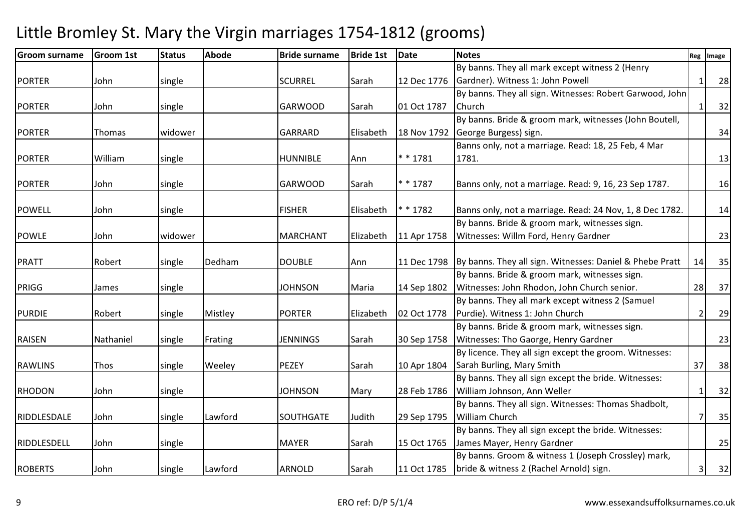# Little Bromley St. Mary the Virgin marriages 1754-1812 (grooms)

| Groom surname | Groom 1st | Status | Abode | Bride surname | Bride 1st | Date | Notes | Reg | Image |
|---|---|---|---|---|---|---|---|---|---|
| PORTER | John | single | | SCURREL | Sarah | 12 Dec 1776 | By banns. They all mark except witness 2 (Henry Gardner). Witness 1: John Powell | 1 | 28 |
| PORTER | John | single | | GARWOOD | Sarah | 01 Oct 1787 | By banns. They all sign. Witnesses: Robert Garwood, John Church | 1 | 32 |
| PORTER | Thomas | widower | | GARRARD | Elisabeth | 18 Nov 1792 | By banns. Bride & groom mark, witnesses (John Boutell, George Burgess) sign. | | 34 |
| PORTER | William | single | | HUNNIBLE | Ann | * * 1781 | Banns only, not a marriage. Read: 18, 25 Feb, 4 Mar 1781. | | 13 |
| PORTER | John | single | | GARWOOD | Sarah | * * 1787 | Banns only, not a marriage. Read: 9, 16, 23 Sep 1787. | | 16 |
| POWELL | John | single | | FISHER | Elisabeth | * * 1782 | Banns only, not a marriage. Read: 24 Nov, 1, 8 Dec 1782. | | 14 |
| POWLE | John | widower | | MARCHANT | Elizabeth | 11 Apr 1758 | By banns. Bride & groom mark, witnesses sign. Witnesses: Willm Ford, Henry Gardner | | 23 |
| PRATT | Robert | single | Dedham | DOUBLE | Ann | 11 Dec 1798 | By banns. They all sign. Witnesses: Daniel & Phebe Pratt | 14 | 35 |
| PRIGG | James | single | | JOHNSON | Maria | 14 Sep 1802 | By banns. Bride & groom mark, witnesses sign. Witnesses: John Rhodon, John Church senior. | 28 | 37 |
| PURDIE | Robert | single | Mistley | PORTER | Elizabeth | 02 Oct 1778 | By banns. They all mark except witness 2 (Samuel Purdie). Witness 1: John Church | 2 | 29 |
| RAISEN | Nathaniel | single | Frating | JENNINGS | Sarah | 30 Sep 1758 | By banns. Bride & groom mark, witnesses sign. Witnesses: Tho Gaorge, Henry Gardner | | 23 |
| RAWLINS | Thos | single | Weeley | PEZEY | Sarah | 10 Apr 1804 | By licence. They all sign except the groom. Witnesses: Sarah Burling, Mary Smith | 37 | 38 |
| RHODON | John | single | | JOHNSON | Mary | 28 Feb 1786 | By banns. They all sign except the bride. Witnesses: William Johnson, Ann Weller | 1 | 32 |
| RIDDLESDALE | John | single | Lawford | SOUTHGATE | Judith | 29 Sep 1795 | By banns. They all sign. Witnesses: Thomas Shadbolt, William Church | 7 | 35 |
| RIDDLESDELL | John | single | | MAYER | Sarah | 15 Oct 1765 | By banns. They all sign except the bride. Witnesses: James Mayer, Henry Gardner | | 25 |
| ROBERTS | John | single | Lawford | ARNOLD | Sarah | 11 Oct 1785 | By banns. Groom & witness 1 (Joseph Crossley) mark, bride & witness 2 (Rachel Arnold) sign. | 3 | 32 |

ERO ref: D/P 5/1/4

www.essexandsuffolksurnames.co.uk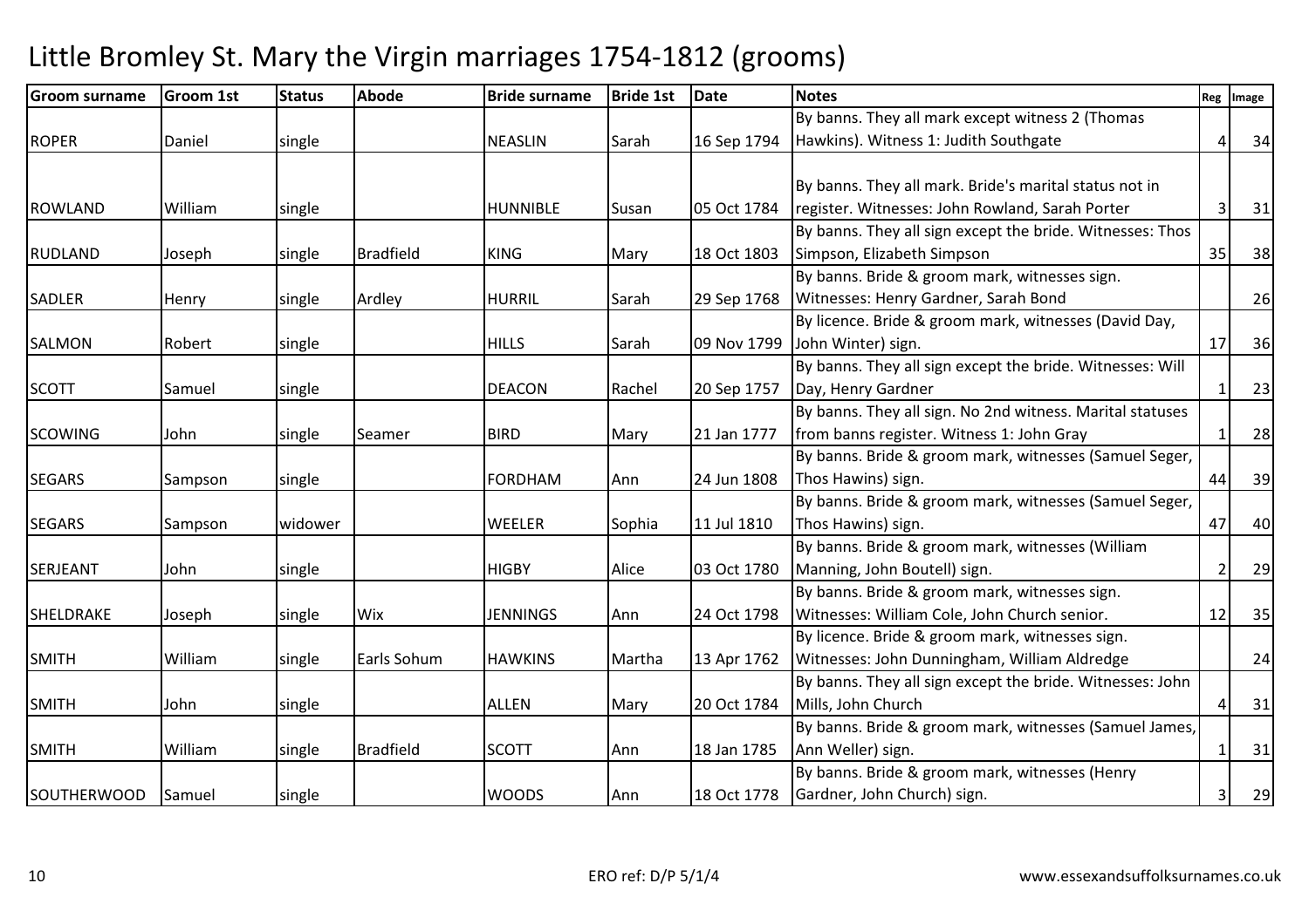# Little Bromley St. Mary the Virgin marriages 1754-1812 (grooms)

| Groom surname | Groom 1st | Status | Abode | Bride surname | Bride 1st | Date | Notes | Reg | Image |
|---|---|---|---|---|---|---|---|---|---|
| ROPER | Daniel | single | | NEASLIN | Sarah | 16 Sep 1794 | By banns. They all mark except witness 2 (Thomas Hawkins). Witness 1: Judith Southgate | 4 | 34 |
| ROWLAND | William | single | | HUNNIBLE | Susan | 05 Oct 1784 | By banns. They all mark. Bride's marital status not in register. Witnesses: John Rowland, Sarah Porter | 3 | 31 |
| RUDLAND | Joseph | single | Bradfield | KING | Mary | 18 Oct 1803 | By banns. They all sign except the bride. Witnesses: Thos Simpson, Elizabeth Simpson | 35 | 38 |
| SADLER | Henry | single | Ardley | HURRIL | Sarah | 29 Sep 1768 | By banns. Bride & groom mark, witnesses sign. Witnesses: Henry Gardner, Sarah Bond | | 26 |
| SALMON | Robert | single | | HILLS | Sarah | 09 Nov 1799 | By licence. Bride & groom mark, witnesses (David Day, John Winter) sign. | 17 | 36 |
| SCOTT | Samuel | single | | DEACON | Rachel | 20 Sep 1757 | By banns. They all sign except the bride. Witnesses: Will Day, Henry Gardner | 1 | 23 |
| SCOWING | John | single | Seamer | BIRD | Mary | 21 Jan 1777 | By banns. They all sign. No 2nd witness. Marital statuses from banns register. Witness 1: John Gray | 1 | 28 |
| SEGARS | Sampson | single | | FORDHAM | Ann | 24 Jun 1808 | By banns. Bride & groom mark, witnesses (Samuel Seger, Thos Hawins) sign. | 44 | 39 |
| SEGARS | Sampson | widower | | WEELER | Sophia | 11 Jul 1810 | By banns. Bride & groom mark, witnesses (Samuel Seger, Thos Hawins) sign. | 47 | 40 |
| SERJEANT | John | single | | HIGBY | Alice | 03 Oct 1780 | By banns. Bride & groom mark, witnesses (William Manning, John Boutell) sign. | 2 | 29 |
| SHELDRAKE | Joseph | single | Wix | JENNINGS | Ann | 24 Oct 1798 | By banns. Bride & groom mark, witnesses sign. Witnesses: William Cole, John Church senior. | 12 | 35 |
| SMITH | William | single | Earls Sohum | HAWKINS | Martha | 13 Apr 1762 | By licence. Bride & groom mark, witnesses sign. Witnesses: John Dunningham, William Aldredge | | 24 |
| SMITH | John | single | | ALLEN | Mary | 20 Oct 1784 | By banns. They all sign except the bride. Witnesses: John Mills, John Church | 4 | 31 |
| SMITH | William | single | Bradfield | SCOTT | Ann | 18 Jan 1785 | By banns. Bride & groom mark, witnesses (Samuel James, Ann Weller) sign. | 1 | 31 |
| SOUTHERWOOD | Samuel | single | | WOODS | Ann | 18 Oct 1778 | By banns. Bride & groom mark, witnesses (Henry Gardner, John Church) sign. | 3 | 29 |

ERO ref: D/P 5/1/4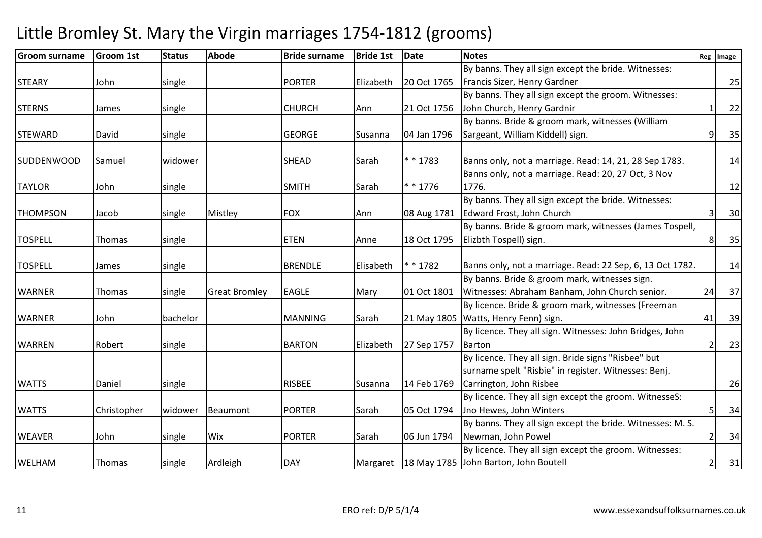#  Little Bromley St. Mary the Virgin marriages 1754-1812 (grooms)

| Groom surname | Groom 1st | Status | Abode | Bride surname | Bride 1st | Date | Notes | Reg | Image |
|---|---|---|---|---|---|---|---|---|---|
| STEARY | John | single | | PORTER | Elizabeth | 20 Oct 1765 | By banns. They all sign except the bride. Witnesses: Francis Sizer, Henry Gardner | | 25 |
| STERNS | James | single | | CHURCH | Ann | 21 Oct 1756 | By banns. They all sign except the groom. Witnesses: John Church, Henry Gardnir | 1 | 22 |
| STEWARD | David | single | | GEORGE | Susanna | 04 Jan 1796 | By banns. Bride & groom mark, witnesses (William Sargeant, William Kiddell) sign. | 9 | 35 |
| SUDDENWOOD | Samuel | widower | | SHEAD | Sarah | * * 1783 | Banns only, not a marriage. Read: 14, 21, 28 Sep 1783. | | 14 |
| TAYLOR | John | single | | SMITH | Sarah | * * 1776 | Banns only, not a marriage. Read: 20, 27 Oct, 3 Nov 1776. | | 12 |
| THOMPSON | Jacob | single | Mistley | FOX | Ann | 08 Aug 1781 | By banns. They all sign except the bride. Witnesses: Edward Frost, John Church | 3 | 30 |
| TOSPELL | Thomas | single | | ETEN | Anne | 18 Oct 1795 | By banns. Bride & groom mark, witnesses (James Tospell, Elizbth Tospell) sign. | 8 | 35 |
| TOSPELL | James | single | | BRENDLE | Elisabeth | * * 1782 | Banns only, not a marriage. Read: 22 Sep, 6, 13 Oct 1782. | | 14 |
| WARNER | Thomas | single | Great Bromley | EAGLE | Mary | 01 Oct 1801 | By banns. Bride & groom mark, witnesses sign. Witnesses: Abraham Banham, John Church senior. | 24 | 37 |
| WARNER | John | bachelor | | MANNING | Sarah | 21 May 1805 | By licence. Bride & groom mark, witnesses (Freeman Watts, Henry Fenn) sign. | 41 | 39 |
| WARREN | Robert | single | | BARTON | Elizabeth | 27 Sep 1757 | By licence. They all sign. Witnesses: John Bridges, John Barton | 2 | 23 |
| WATTS | Daniel | single | | RISBEE | Susanna | 14 Feb 1769 | By licence. They all sign. Bride signs "Risbee" but surname spelt "Risbie" in register. Witnesses: Benj. Carrington, John Risbee | | 26 |
| WATTS | Christopher | widower | Beaumont | PORTER | Sarah | 05 Oct 1794 | By licence. They all sign except the groom. WitnesseS: Jno Hewes, John Winters | 5 | 34 |
| WEAVER | John | single | Wix | PORTER | Sarah | 06 Jun 1794 | By banns. They all sign except the bride. Witnesses: M. S. Newman, John Powel | 2 | 34 |
| WELHAM | Thomas | single | Ardleigh | DAY | Margaret | 18 May 1785 | By licence. They all sign except the groom. Witnesses: John Barton, John Boutell | 2 | 31 |

ERO ref: D/P 5/1/4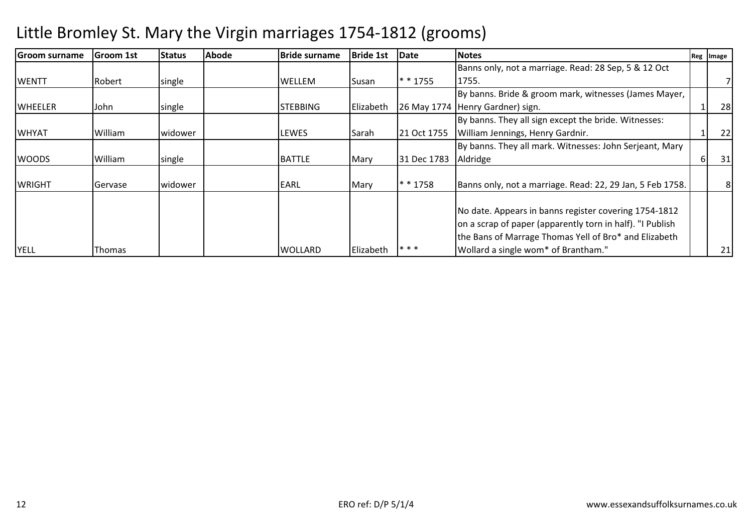# Little Bromley St. Mary the Virgin marriages 1754-1812 (grooms)

| Groom surname | Groom 1st | Status | Abode | Bride surname | Bride 1st | Date | Notes | Reg | Image |
|---|---|---|---|---|---|---|---|---|---|
| WENTT | Robert | single | | WELLEM | Susan | * * 1755 | Banns only, not a marriage. Read: 28 Sep, 5 & 12 Oct 1755. | | 7 |
| WHEELER | John | single | | STEBBING | Elizabeth | 26 May 1774 | By banns. Bride & groom mark, witnesses (James Mayer, Henry Gardner) sign. | 1 | 28 |
| WHYAT | William | widower | | LEWES | Sarah | 21 Oct 1755 | By banns. They all sign except the bride. Witnesses: William Jennings, Henry Gardnir. | 1 | 22 |
| WOODS | William | single | | BATTLE | Mary | 31 Dec 1783 | By banns. They all mark. Witnesses: John Serjeant, Mary Aldridge | 6 | 31 |
| WRIGHT | Gervase | widower | | EARL | Mary | * * 1758 | Banns only, not a marriage. Read: 22, 29 Jan, 5 Feb 1758. | | 8 |
| YELL | Thomas | | | WOLLARD | Elizabeth | * * * | No date. Appears in banns register covering 1754-1812 on a scrap of paper (apparently torn in half). "I Publish the Bans of Marrage Thomas Yell of Bro* and Elizabeth Wollard a single wom* of Brantham." | | 21 |

ERO ref: D/P 5/1/4

www.essexandsuffolksurnames.co.uk